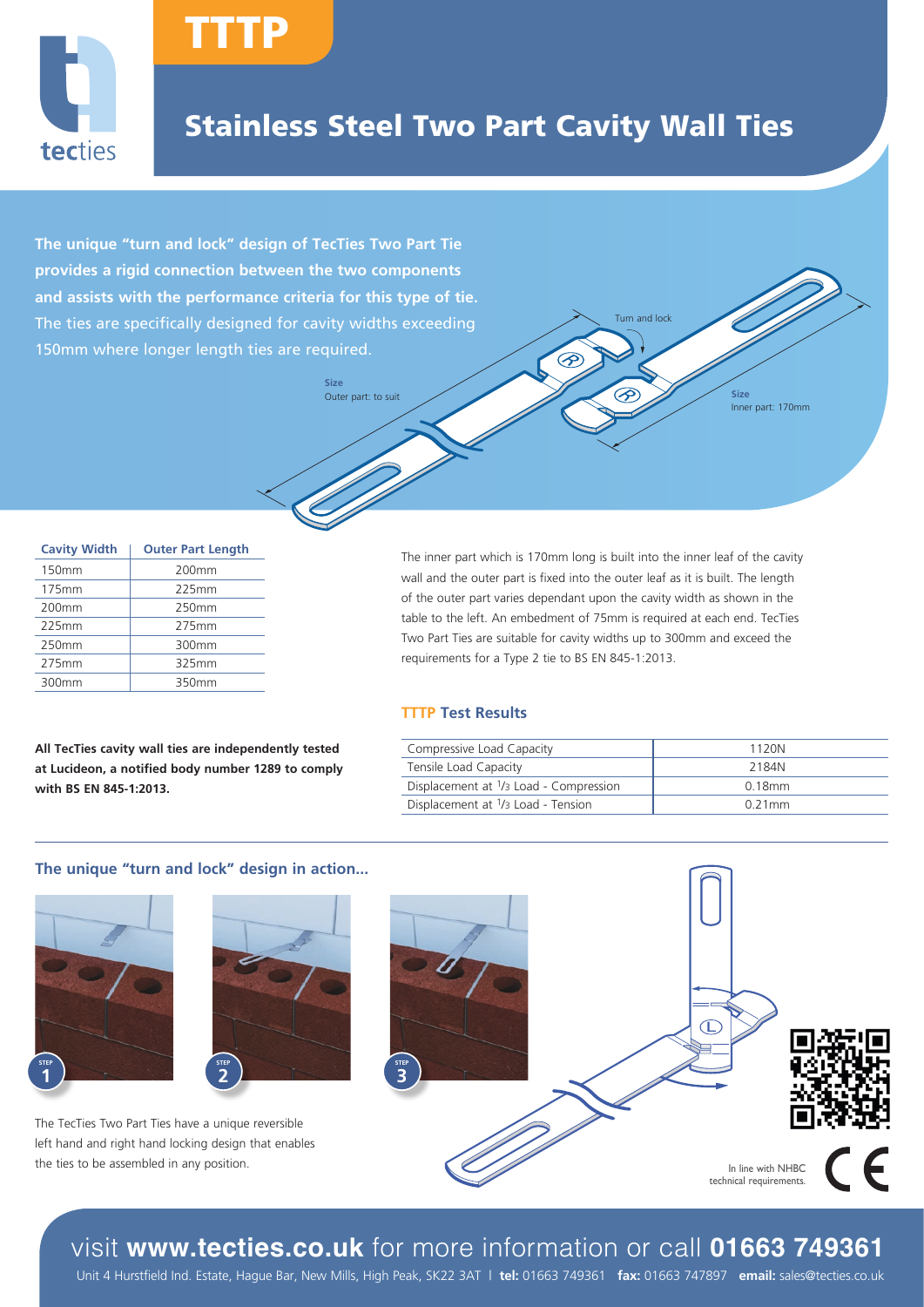# TTTP

## Stainless Steel Two Part Cavity Wall Ties

**The unique "turn and lock" design of TecTies Two Part Tie provides a rigid connection between the two components and assists with the performance criteria for this type of tie.** The ties are specifically designed for cavity widths exceeding 150mm where longer length ties are required.

Turn and lock

**Size**
Outer part: to suit

**Size**
Inner part: 170mm

| Cavity Width | Outer Part Length |
|---|---|
| 150mm | 200mm |
| 175mm | 225mm |
| 200mm | 250mm |
| 225mm | 275mm |
| 250mm | 300mm |
| 275mm | 325mm |
| 300mm | 350mm |

The inner part which is 170mm long is built into the inner leaf of the cavity wall and the outer part is fixed into the outer leaf as it is built. The length of the outer part varies dependant upon the cavity width as shown in the table to the left. An embedment of 75mm is required at each end. TecTies Two Part Ties are suitable for cavity widths up to 300mm and exceed the requirements for a Type 2 tie to BS EN 845-1:2013.

**All TecTies cavity wall ties are independently tested at Lucideon, a notified body number 1289 to comply with BS EN 845-1:2013.**

### TTTP Test Results

| | |
|---|---|
| Compressive Load Capacity | 1120N |
| Tensile Load Capacity | 2184N |
| Displacement at 1/3 Load - Compression | 0.18mm |
| Displacement at 1/3 Load - Tension | 0.21mm |

### The unique "turn and lock" design in action...

STEP 1

STEP 2

STEP 3

The TecTies Two Part Ties have a unique reversible left hand and right hand locking design that enables the ties to be assembled in any position.

In line with NHBC technical requirements.

visit **www.tecties.co.uk** for more information or call **01663 749361**

Unit 4 Hurstfield Ind. Estate, Hague Bar, New Mills, High Peak, SK22 3AT | **tel:** 01663 749361 **fax:** 01663 747897 **email:** sales@tecties.co.uk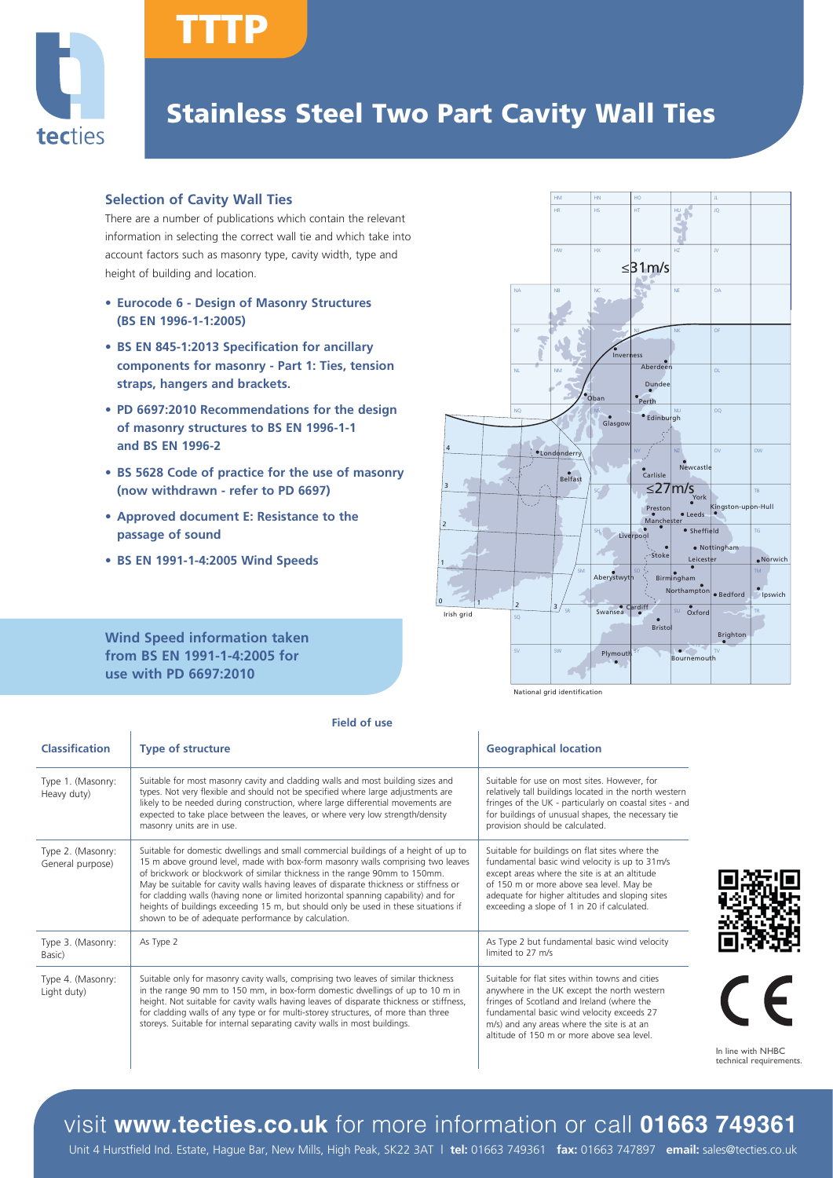# TTTP

## Stainless Steel Two Part Cavity Wall Ties

### Selection of Cavity Wall Ties

There are a number of publications which contain the relevant information in selecting the correct wall tie and which take into account factors such as masonry type, cavity width, type and height of building and location.

- **Eurocode 6 - Design of Masonry Structures (BS EN 1996-1-1:2005)**
- **BS EN 845-1:2013 Specification for ancillary components for masonry - Part 1: Ties, tension straps, hangers and brackets.**
- **PD 6697:2010 Recommendations for the design of masonry structures to BS EN 1996-1-1 and BS EN 1996-2**
- **BS 5628 Code of practice for the use of masonry (now withdrawn - refer to PD 6697)**
- **Approved document E: Resistance to the passage of sound**
- **BS EN 1991-1-4:2005 Wind Speeds**

**Wind Speed information taken from BS EN 1991-1-4:2005 for use with PD 6697:2010**

≤31m/s

≤27m/s

Irish grid

National grid identification

**Field of use**

| Classification | Type of structure | Geographical location |
|---|---|---|
| Type 1. (Masonry: Heavy duty) | Suitable for most masonry cavity and cladding walls and most building sizes and types. Not very flexible and should not be specified where large adjustments are likely to be needed during construction, where large differential movements are expected to take place between the leaves, or where very low strength/density masonry units are in use. | Suitable for use on most sites. However, for relatively tall buildings located in the north western fringes of the UK - particularly on coastal sites - and for buildings of unusual shapes, the necessary tie provision should be calculated. |
| Type 2. (Masonry: General purpose) | Suitable for domestic dwellings and small commercial buildings of a height of up to 15 m above ground level, made with box-form masonry walls comprising two leaves of brickwork or blockwork of similar thickness in the range 90mm to 150mm. May be suitable for cavity walls having leaves of disparate thickness or stiffness or for cladding walls (having none or limited horizontal spanning capability) and for heights of buildings exceeding 15 m, but should only be used in these situations if shown to be of adequate performance by calculation. | Suitable for buildings on flat sites where the fundamental basic wind velocity is up to 31m/s except areas where the site is at an altitude of 150 m or more above sea level. May be adequate for higher altitudes and sloping sites exceeding a slope of 1 in 20 if calculated. |
| Type 3. (Masonry: Basic) | As Type 2 | As Type 2 but fundamental basic wind velocity limited to 27 m/s |
| Type 4. (Masonry: Light duty) | Suitable only for masonry cavity walls, comprising two leaves of similar thickness in the range 90 mm to 150 mm, in box-form domestic dwellings of up to 10 m in height. Not suitable for cavity walls having leaves of disparate thickness or stiffness, for cladding walls of any type or for multi-storey structures, of more than three storeys. Suitable for internal separating cavity walls in most buildings. | Suitable for flat sites within towns and cities anywhere in the UK except the north western fringes of Scotland and Ireland (where the fundamental basic wind velocity exceeds 27 m/s) and any areas where the site is at an altitude of 150 m or more above sea level. |

In line with NHBC technical requirements.

visit **www.tecties.co.uk** for more information or call **01663 749361**

Unit 4 Hurstfield Ind. Estate, Hague Bar, New Mills, High Peak, SK22 3AT | **tel:** 01663 749361 **fax:** 01663 747897 **email:** sales@tecties.co.uk